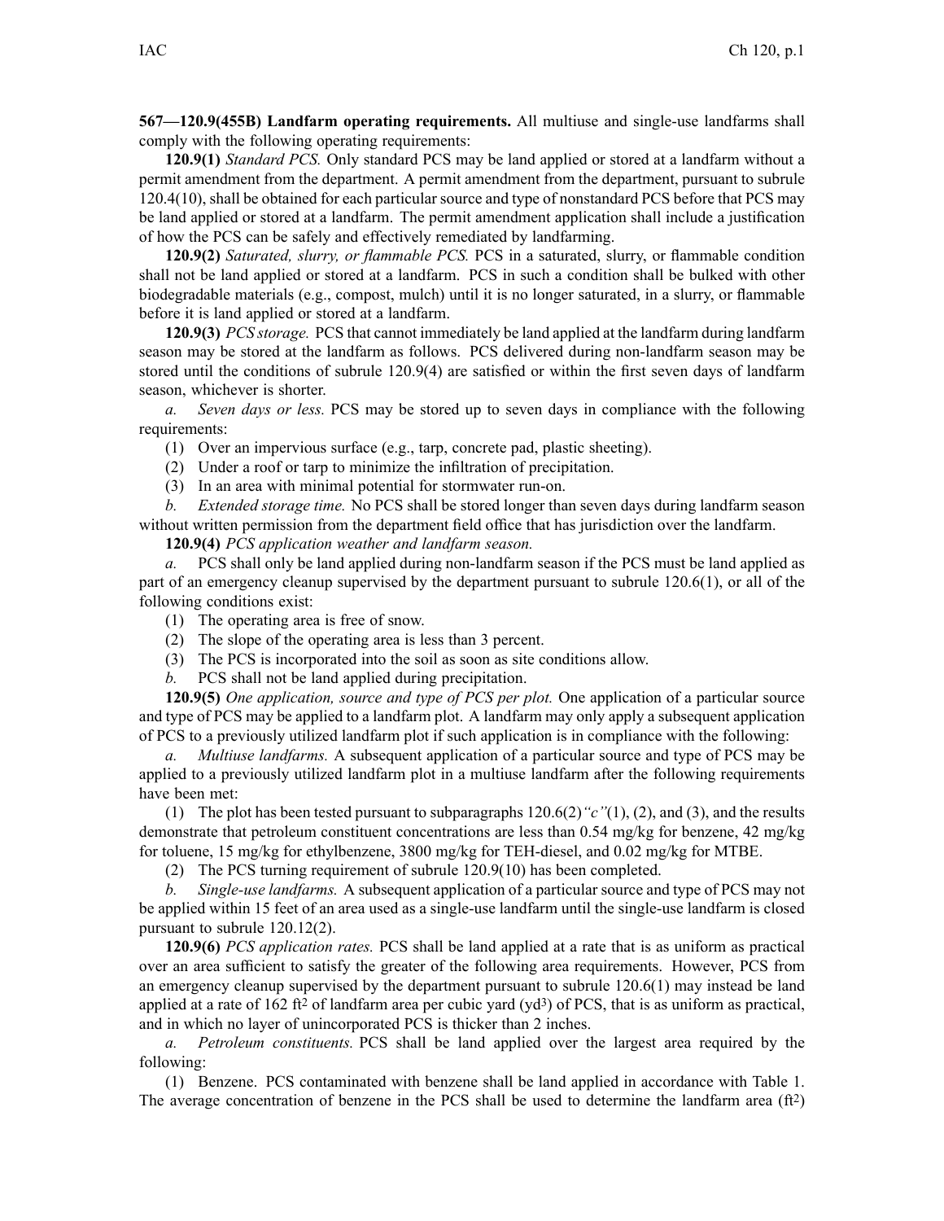**567—120.9(455B) Landfarm operating requirements.** All multiuse and single-use landfarms shall comply with the following operating requirements:

**120.9(1)** *Standard PCS.* Only standard PCS may be land applied or stored at a landfarm without a permit amendment from the department. A permit amendment from the department, pursuant to subrule 120.4(10), shall be obtained for each particular source and type of nonstandard PCS before that PCS may be land applied or stored at a landfarm. The permit amendment application shall include a justification of how the PCS can be safely and effectively remediated by landfarming.

**120.9(2)** *Saturated, slurry, or flammable PCS.* PCS in a saturated, slurry, or flammable condition shall not be land applied or stored at a landfarm. PCS in such a condition shall be bulked with other biodegradable materials (e.g., compost, mulch) until it is no longer saturated, in a slurry, or flammable before it is land applied or stored at a landfarm.

**120.9(3)** *PCS storage.* PCS that cannot immediately be land applied at the landfarm during landfarm season may be stored at the landfarm as follows. PCS delivered during non-landfarm season may be stored until the conditions of subrule 120.9(4) are satisfied or within the first seven days of landfarm season, whichever is shorter.

*a.* *Seven days or less.* PCS may be stored up to seven days in compliance with the following requirements:

(1) Over an impervious surface (e.g., tarp, concrete pad, plastic sheeting).

(2) Under a roof or tarp to minimize the infiltration of precipitation.

(3) In an area with minimal potential for stormwater run-on.

*b.* *Extended storage time.* No PCS shall be stored longer than seven days during landfarm season without written permission from the department field office that has jurisdiction over the landfarm.

**120.9(4)** *PCS application weather and landfarm season.*

*a.* PCS shall only be land applied during non-landfarm season if the PCS must be land applied as part of an emergency cleanup supervised by the department pursuant to subrule 120.6(1), or all of the following conditions exist:

(1) The operating area is free of snow.

(2) The slope of the operating area is less than 3 percent.

(3) The PCS is incorporated into the soil as soon as site conditions allow.

*b.* PCS shall not be land applied during precipitation.

**120.9(5)** *One application, source and type of PCS per plot.* One application of a particular source and type of PCS may be applied to a landfarm plot. A landfarm may only apply a subsequent application of PCS to a previously utilized landfarm plot if such application is in compliance with the following:

*a.* *Multiuse landfarms.* A subsequent application of a particular source and type of PCS may be applied to a previously utilized landfarm plot in a multiuse landfarm after the following requirements have been met:

(1) The plot has been tested pursuant to subparagraphs 120.6(2)*"c"*(1), (2), and (3), and the results demonstrate that petroleum constituent concentrations are less than 0.54 mg/kg for benzene, 42 mg/kg for toluene, 15 mg/kg for ethylbenzene, 3800 mg/kg for TEH-diesel, and 0.02 mg/kg for MTBE.

(2) The PCS turning requirement of subrule 120.9(10) has been completed.

*b.* *Single-use landfarms.* A subsequent application of a particular source and type of PCS may not be applied within 15 feet of an area used as a single-use landfarm until the single-use landfarm is closed pursuant to subrule 120.12(2).

**120.9(6)** *PCS application rates.* PCS shall be land applied at a rate that is as uniform as practical over an area sufficient to satisfy the greater of the following area requirements. However, PCS from an emergency cleanup supervised by the department pursuant to subrule 120.6(1) may instead be land applied at a rate of 162 $ft^2$ of landfarm area per cubic yard ($yd^3$) of PCS, that is as uniform as practical, and in which no layer of unincorporated PCS is thicker than 2 inches.

*a.* *Petroleum constituents.* PCS shall be land applied over the largest area required by the following:

(1) Benzene. PCS contaminated with benzene shall be land applied in accordance with Table 1. The average concentration of benzene in the PCS shall be used to determine the landfarm area ($ft^2$)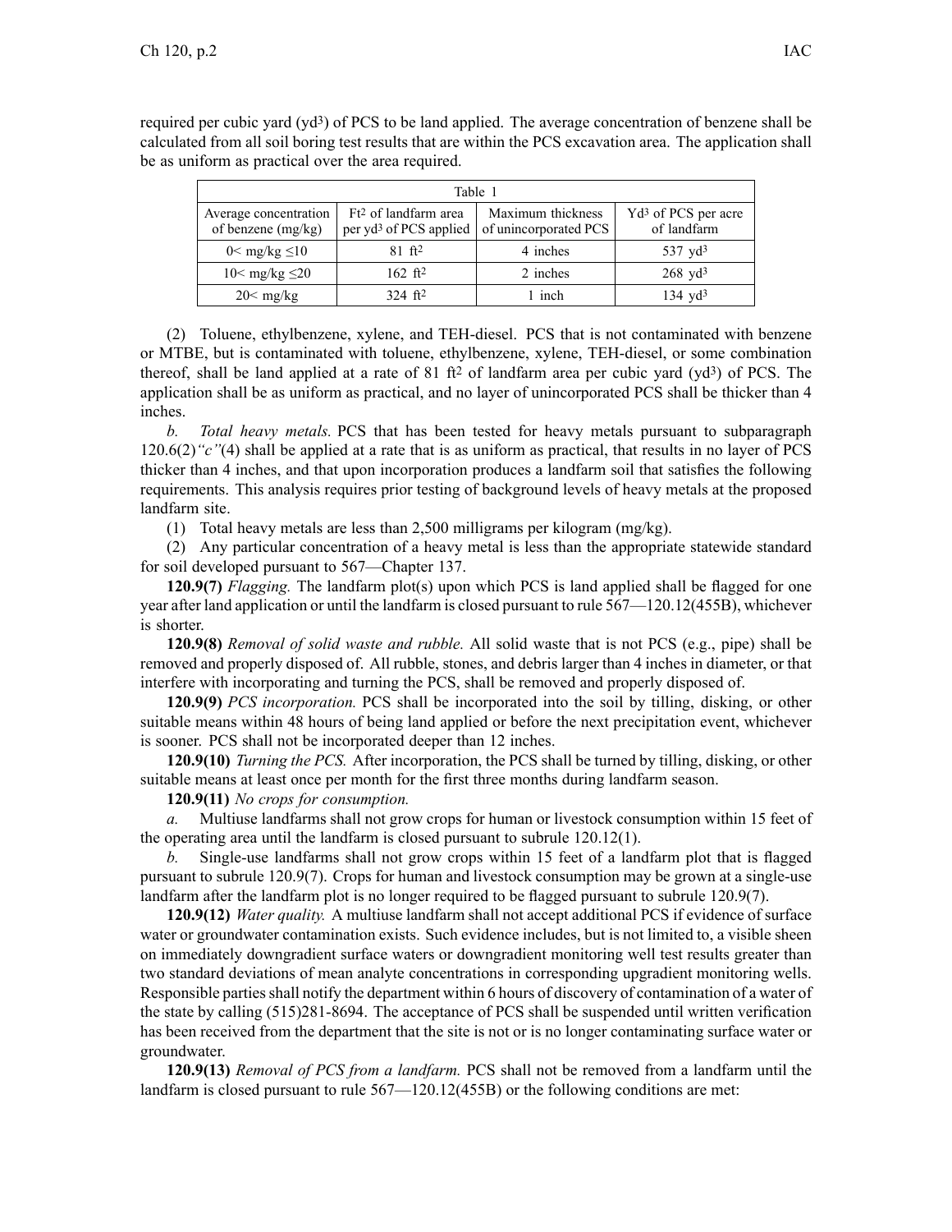required per cubic yard ($yd^3$) of PCS to be land applied. The average concentration of benzene shall be calculated from all soil boring test results that are within the PCS excavation area. The application shall be as uniform as practical over the area required.

| Table 1 | | | |
|---|---|---|---|
| Average concentration of benzene (mg/kg) | $Ft^2$ of landfarm area per $yd^3$ of PCS applied | Maximum thickness of unincorporated PCS | $Yd^3$ of PCS per acre of landfarm |
| 0< mg/kg ≤10 | 81 $ft^2$ | 4 inches | 537 $yd^3$ |
| 10< mg/kg ≤20 | 162 $ft^2$ | 2 inches | 268 $yd^3$ |
| 20< mg/kg | 324 $ft^2$ | 1 inch | 134 $yd^3$ |

(2) Toluene, ethylbenzene, xylene, and TEH-diesel. PCS that is not contaminated with benzene or MTBE, but is contaminated with toluene, ethylbenzene, xylene, TEH-diesel, or some combination thereof, shall be land applied at a rate of 81 $ft^2$ of landfarm area per cubic yard ($yd^3$) of PCS. The application shall be as uniform as practical, and no layer of unincorporated PCS shall be thicker than 4 inches.

*b. Total heavy metals.* PCS that has been tested for heavy metals pursuant to subparagraph 120.6(2)*"c"*(4) shall be applied at a rate that is as uniform as practical, that results in no layer of PCS thicker than 4 inches, and that upon incorporation produces a landfarm soil that satisfies the following requirements. This analysis requires prior testing of background levels of heavy metals at the proposed landfarm site.

(1) Total heavy metals are less than 2,500 milligrams per kilogram (mg/kg).

(2) Any particular concentration of a heavy metal is less than the appropriate statewide standard for soil developed pursuant to 567—Chapter 137.

**120.9(7)** *Flagging.* The landfarm plot(s) upon which PCS is land applied shall be flagged for one year after land application or until the landfarm is closed pursuant to rule 567—120.12(455B), whichever is shorter.

**120.9(8)** *Removal of solid waste and rubble.* All solid waste that is not PCS (e.g., pipe) shall be removed and properly disposed of. All rubble, stones, and debris larger than 4 inches in diameter, or that interfere with incorporating and turning the PCS, shall be removed and properly disposed of.

**120.9(9)** *PCS incorporation.* PCS shall be incorporated into the soil by tilling, disking, or other suitable means within 48 hours of being land applied or before the next precipitation event, whichever is sooner. PCS shall not be incorporated deeper than 12 inches.

**120.9(10)** *Turning the PCS.* After incorporation, the PCS shall be turned by tilling, disking, or other suitable means at least once per month for the first three months during landfarm season.

**120.9(11)** *No crops for consumption.*

*a.* Multiuse landfarms shall not grow crops for human or livestock consumption within 15 feet of the operating area until the landfarm is closed pursuant to subrule 120.12(1).

*b.* Single-use landfarms shall not grow crops within 15 feet of a landfarm plot that is flagged pursuant to subrule 120.9(7). Crops for human and livestock consumption may be grown at a single-use landfarm after the landfarm plot is no longer required to be flagged pursuant to subrule 120.9(7).

**120.9(12)** *Water quality.* A multiuse landfarm shall not accept additional PCS if evidence of surface water or groundwater contamination exists. Such evidence includes, but is not limited to, a visible sheen on immediately downgradient surface waters or downgradient monitoring well test results greater than two standard deviations of mean analyte concentrations in corresponding upgradient monitoring wells. Responsible parties shall notify the department within 6 hours of discovery of contamination of a water of the state by calling (515)281-8694. The acceptance of PCS shall be suspended until written verification has been received from the department that the site is not or is no longer contaminating surface water or groundwater.

**120.9(13)** *Removal of PCS from a landfarm.* PCS shall not be removed from a landfarm until the landfarm is closed pursuant to rule 567—120.12(455B) or the following conditions are met: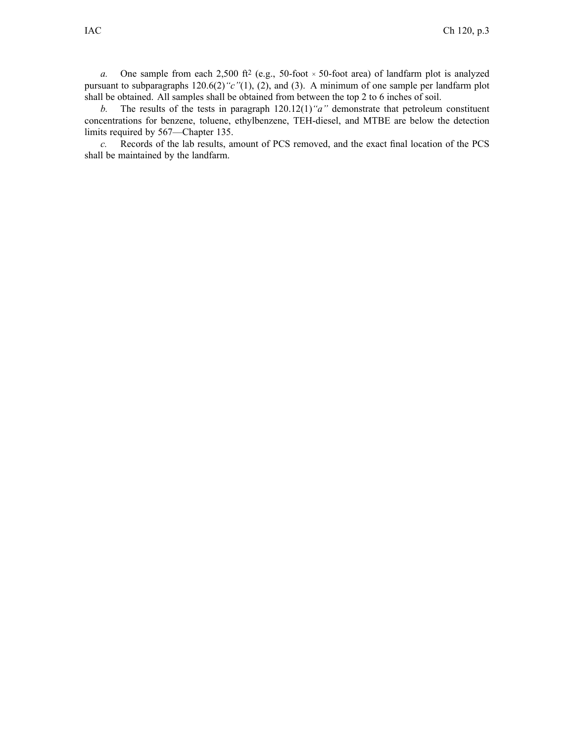*a.* One sample from each 2,500 ft$^2$ (e.g., 50-foot × 50-foot area) of landfarm plot is analyzed pursuant to subparagraphs 120.6(2)*"c"*(1), (2), and (3). A minimum of one sample per landfarm plot shall be obtained. All samples shall be obtained from between the top 2 to 6 inches of soil.

*b.* The results of the tests in paragraph 120.12(1)*"a"* demonstrate that petroleum constituent concentrations for benzene, toluene, ethylbenzene, TEH-diesel, and MTBE are below the detection limits required by 567—Chapter 135.

*c.* Records of the lab results, amount of PCS removed, and the exact final location of the PCS shall be maintained by the landfarm.